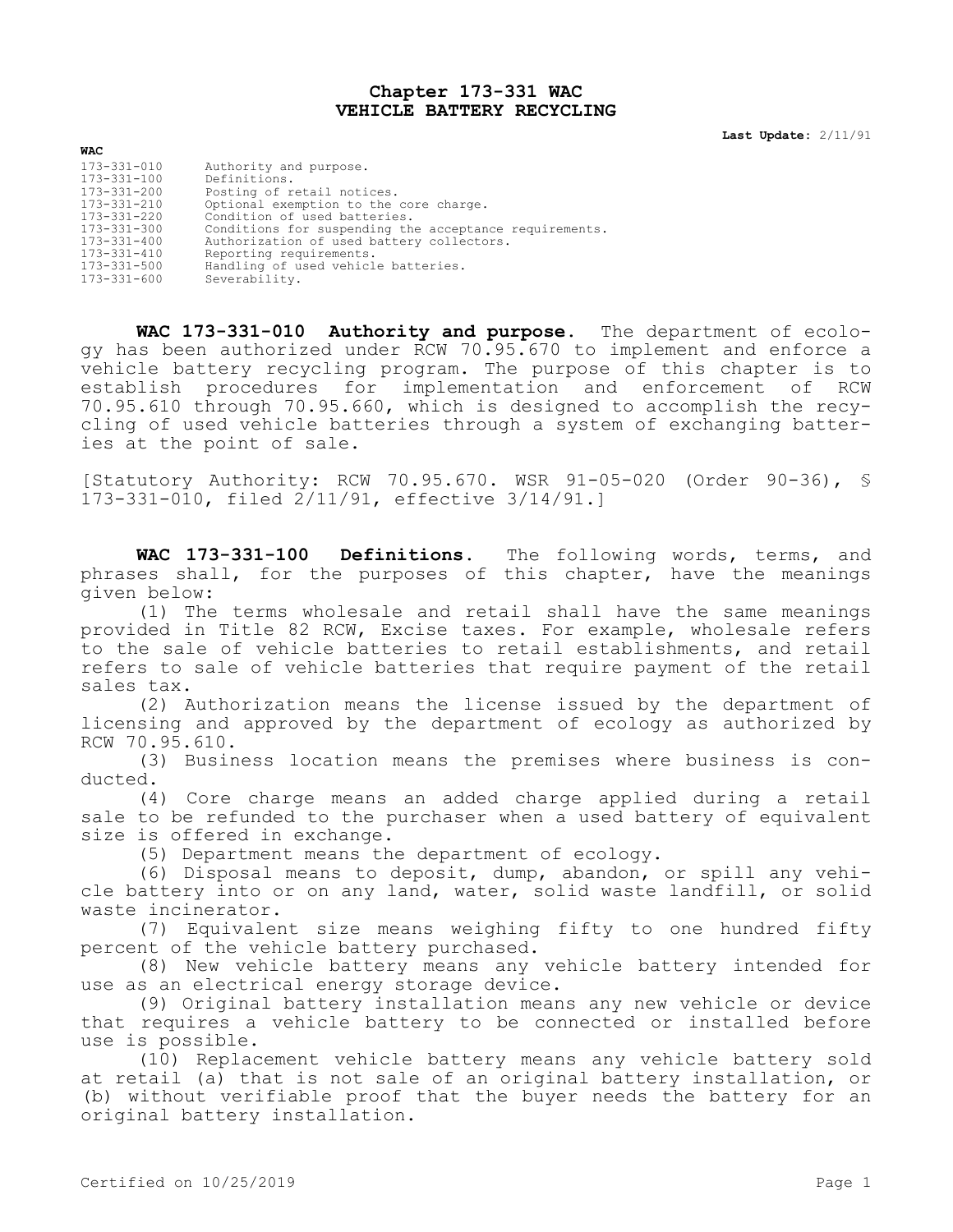# Chapter 173-331 WAC
# VEHICLE BATTERY RECYCLING

**Last Update:** 2/11/91

**WAC**

| | |
|---|---|
| 173-331-010 | Authority and purpose. |
| 173-331-100 | Definitions. |
| 173-331-200 | Posting of retail notices. |
| 173-331-210 | Optional exemption to the core charge. |
| 173-331-220 | Condition of used batteries. |
| 173-331-300 | Conditions for suspending the acceptance requirements. |
| 173-331-400 | Authorization of used battery collectors. |
| 173-331-410 | Reporting requirements. |
| 173-331-500 | Handling of used vehicle batteries. |
| 173-331-600 | Severability. |

**WAC 173-331-010 Authority and purpose.** The department of ecology has been authorized under RCW 70.95.670 to implement and enforce a vehicle battery recycling program. The purpose of this chapter is to establish procedures for implementation and enforcement of RCW 70.95.610 through 70.95.660, which is designed to accomplish the recycling of used vehicle batteries through a system of exchanging batteries at the point of sale.

[Statutory Authority: RCW 70.95.670. WSR 91-05-020 (Order 90-36), § 173-331-010, filed 2/11/91, effective 3/14/91.]

**WAC 173-331-100 Definitions.** The following words, terms, and phrases shall, for the purposes of this chapter, have the meanings given below:

(1) The terms wholesale and retail shall have the same meanings provided in Title 82 RCW, Excise taxes. For example, wholesale refers to the sale of vehicle batteries to retail establishments, and retail refers to sale of vehicle batteries that require payment of the retail sales tax.

(2) Authorization means the license issued by the department of licensing and approved by the department of ecology as authorized by RCW 70.95.610.

(3) Business location means the premises where business is conducted.

(4) Core charge means an added charge applied during a retail sale to be refunded to the purchaser when a used battery of equivalent size is offered in exchange.

(5) Department means the department of ecology.

(6) Disposal means to deposit, dump, abandon, or spill any vehicle battery into or on any land, water, solid waste landfill, or solid waste incinerator.

(7) Equivalent size means weighing fifty to one hundred fifty percent of the vehicle battery purchased.

(8) New vehicle battery means any vehicle battery intended for use as an electrical energy storage device.

(9) Original battery installation means any new vehicle or device that requires a vehicle battery to be connected or installed before use is possible.

(10) Replacement vehicle battery means any vehicle battery sold at retail (a) that is not sale of an original battery installation, or (b) without verifiable proof that the buyer needs the battery for an original battery installation.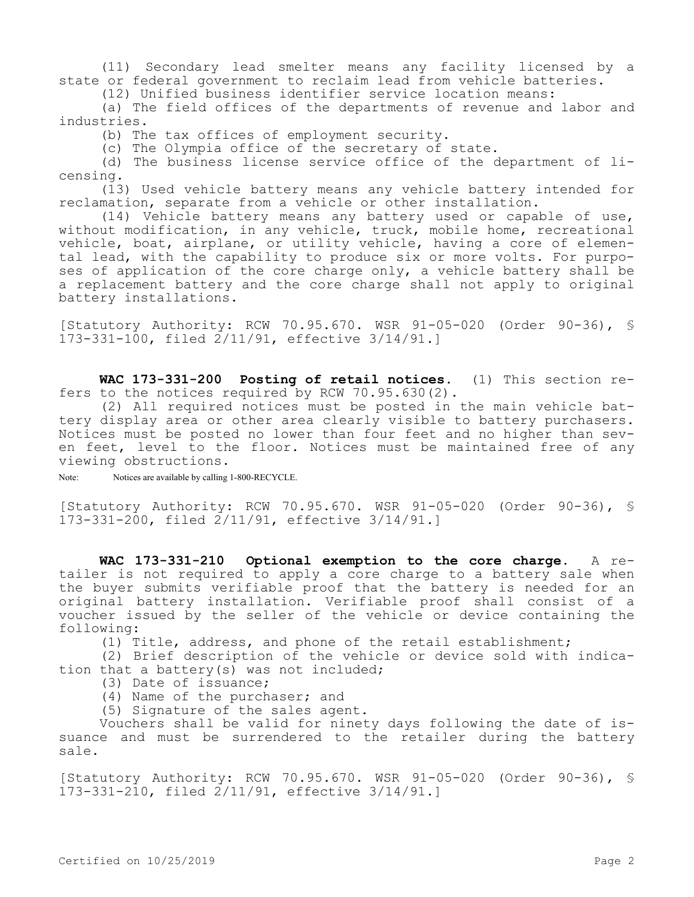(11) Secondary lead smelter means any facility licensed by a state or federal government to reclaim lead from vehicle batteries.

(12) Unified business identifier service location means:

(a) The field offices of the departments of revenue and labor and industries.

(b) The tax offices of employment security.

(c) The Olympia office of the secretary of state.

(d) The business license service office of the department of licensing.

(13) Used vehicle battery means any vehicle battery intended for reclamation, separate from a vehicle or other installation.

(14) Vehicle battery means any battery used or capable of use, without modification, in any vehicle, truck, mobile home, recreational vehicle, boat, airplane, or utility vehicle, having a core of elemental lead, with the capability to produce six or more volts. For purposes of application of the core charge only, a vehicle battery shall be a replacement battery and the core charge shall not apply to original battery installations.

[Statutory Authority: RCW 70.95.670. WSR 91-05-020 (Order 90-36), § 173-331-100, filed 2/11/91, effective 3/14/91.]

**WAC 173-331-200 Posting of retail notices.** (1) This section refers to the notices required by RCW 70.95.630(2).

(2) All required notices must be posted in the main vehicle battery display area or other area clearly visible to battery purchasers. Notices must be posted no lower than four feet and no higher than seven feet, level to the floor. Notices must be maintained free of any viewing obstructions.

Note: Notices are available by calling 1-800-RECYCLE.

[Statutory Authority: RCW 70.95.670. WSR 91-05-020 (Order 90-36), § 173-331-200, filed 2/11/91, effective 3/14/91.]

**WAC 173-331-210 Optional exemption to the core charge.** A retailer is not required to apply a core charge to a battery sale when the buyer submits verifiable proof that the battery is needed for an original battery installation. Verifiable proof shall consist of a voucher issued by the seller of the vehicle or device containing the following:

(1) Title, address, and phone of the retail establishment;

(2) Brief description of the vehicle or device sold with indication that a battery(s) was not included;

(3) Date of issuance;

(4) Name of the purchaser; and

(5) Signature of the sales agent.

Vouchers shall be valid for ninety days following the date of issuance and must be surrendered to the retailer during the battery sale.

[Statutory Authority: RCW 70.95.670. WSR 91-05-020 (Order 90-36), § 173-331-210, filed 2/11/91, effective 3/14/91.]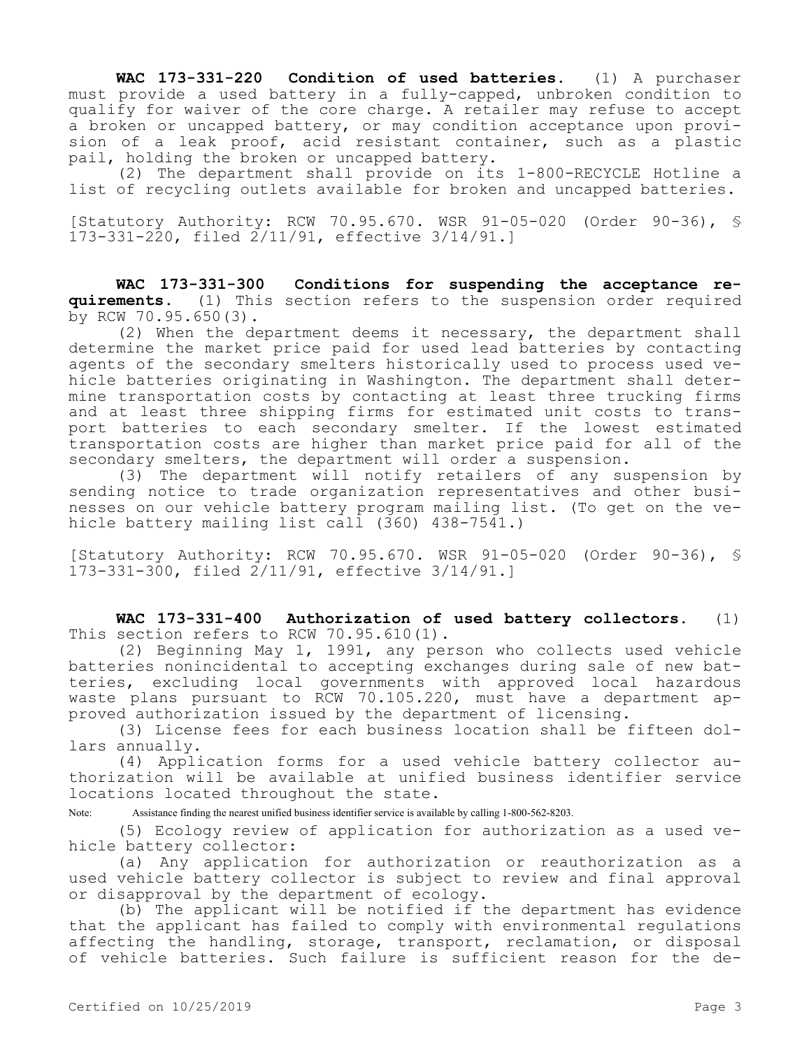**WAC 173-331-220 Condition of used batteries.** (1) A purchaser must provide a used battery in a fully-capped, unbroken condition to qualify for waiver of the core charge. A retailer may refuse to accept a broken or uncapped battery, or may condition acceptance upon provision of a leak proof, acid resistant container, such as a plastic pail, holding the broken or uncapped battery.

(2) The department shall provide on its 1-800-RECYCLE Hotline a list of recycling outlets available for broken and uncapped batteries.

[Statutory Authority: RCW 70.95.670. WSR 91-05-020 (Order 90-36), § 173-331-220, filed 2/11/91, effective 3/14/91.]

**WAC 173-331-300 Conditions for suspending the acceptance requirements.** (1) This section refers to the suspension order required by RCW 70.95.650(3).

(2) When the department deems it necessary, the department shall determine the market price paid for used lead batteries by contacting agents of the secondary smelters historically used to process used vehicle batteries originating in Washington. The department shall determine transportation costs by contacting at least three trucking firms and at least three shipping firms for estimated unit costs to transport batteries to each secondary smelter. If the lowest estimated transportation costs are higher than market price paid for all of the secondary smelters, the department will order a suspension.

(3) The department will notify retailers of any suspension by sending notice to trade organization representatives and other businesses on our vehicle battery program mailing list. (To get on the vehicle battery mailing list call (360) 438-7541.)

[Statutory Authority: RCW 70.95.670. WSR 91-05-020 (Order 90-36), § 173-331-300, filed 2/11/91, effective 3/14/91.]

**WAC 173-331-400 Authorization of used battery collectors.** (1) This section refers to RCW 70.95.610(1).

(2) Beginning May 1, 1991, any person who collects used vehicle batteries nonincidental to accepting exchanges during sale of new batteries, excluding local governments with approved local hazardous waste plans pursuant to RCW 70.105.220, must have a department approved authorization issued by the department of licensing.

(3) License fees for each business location shall be fifteen dollars annually.

(4) Application forms for a used vehicle battery collector authorization will be available at unified business identifier service locations located throughout the state.

Note: Assistance finding the nearest unified business identifier service is available by calling 1-800-562-8203.

(5) Ecology review of application for authorization as a used vehicle battery collector:

(a) Any application for authorization or reauthorization as a used vehicle battery collector is subject to review and final approval or disapproval by the department of ecology.

(b) The applicant will be notified if the department has evidence that the applicant has failed to comply with environmental regulations affecting the handling, storage, transport, reclamation, or disposal of vehicle batteries. Such failure is sufficient reason for the de-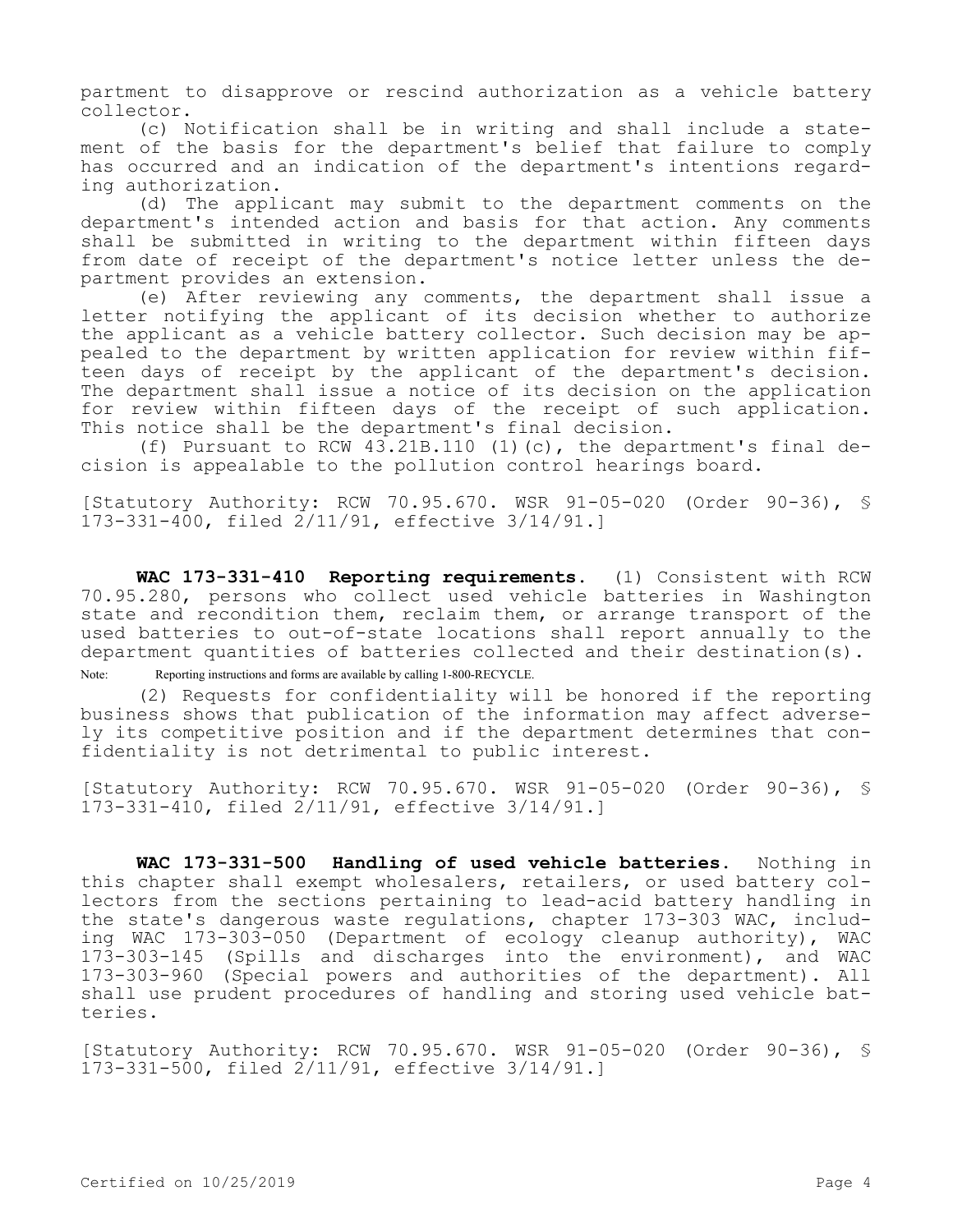partment to disapprove or rescind authorization as a vehicle battery collector.

(c) Notification shall be in writing and shall include a statement of the basis for the department's belief that failure to comply has occurred and an indication of the department's intentions regarding authorization.

(d) The applicant may submit to the department comments on the department's intended action and basis for that action. Any comments shall be submitted in writing to the department within fifteen days from date of receipt of the department's notice letter unless the department provides an extension.

(e) After reviewing any comments, the department shall issue a letter notifying the applicant of its decision whether to authorize the applicant as a vehicle battery collector. Such decision may be appealed to the department by written application for review within fifteen days of receipt by the applicant of the department's decision. The department shall issue a notice of its decision on the application for review within fifteen days of the receipt of such application. This notice shall be the department's final decision.

(f) Pursuant to RCW 43.21B.110 (1)(c), the department's final decision is appealable to the pollution control hearings board.

[Statutory Authority: RCW 70.95.670. WSR 91-05-020 (Order 90-36), § 173-331-400, filed 2/11/91, effective 3/14/91.]

**WAC 173-331-410 Reporting requirements.** (1) Consistent with RCW 70.95.280, persons who collect used vehicle batteries in Washington state and recondition them, reclaim them, or arrange transport of the used batteries to out-of-state locations shall report annually to the department quantities of batteries collected and their destination(s).

Note: Reporting instructions and forms are available by calling 1-800-RECYCLE.

(2) Requests for confidentiality will be honored if the reporting business shows that publication of the information may affect adversely its competitive position and if the department determines that confidentiality is not detrimental to public interest.

[Statutory Authority: RCW 70.95.670. WSR 91-05-020 (Order 90-36), § 173-331-410, filed 2/11/91, effective 3/14/91.]

**WAC 173-331-500 Handling of used vehicle batteries.** Nothing in this chapter shall exempt wholesalers, retailers, or used battery collectors from the sections pertaining to lead-acid battery handling in the state's dangerous waste regulations, chapter 173-303 WAC, including WAC 173-303-050 (Department of ecology cleanup authority), WAC 173-303-145 (Spills and discharges into the environment), and WAC 173-303-960 (Special powers and authorities of the department). All shall use prudent procedures of handling and storing used vehicle batteries.

[Statutory Authority: RCW 70.95.670. WSR 91-05-020 (Order 90-36), § 173-331-500, filed 2/11/91, effective 3/14/91.]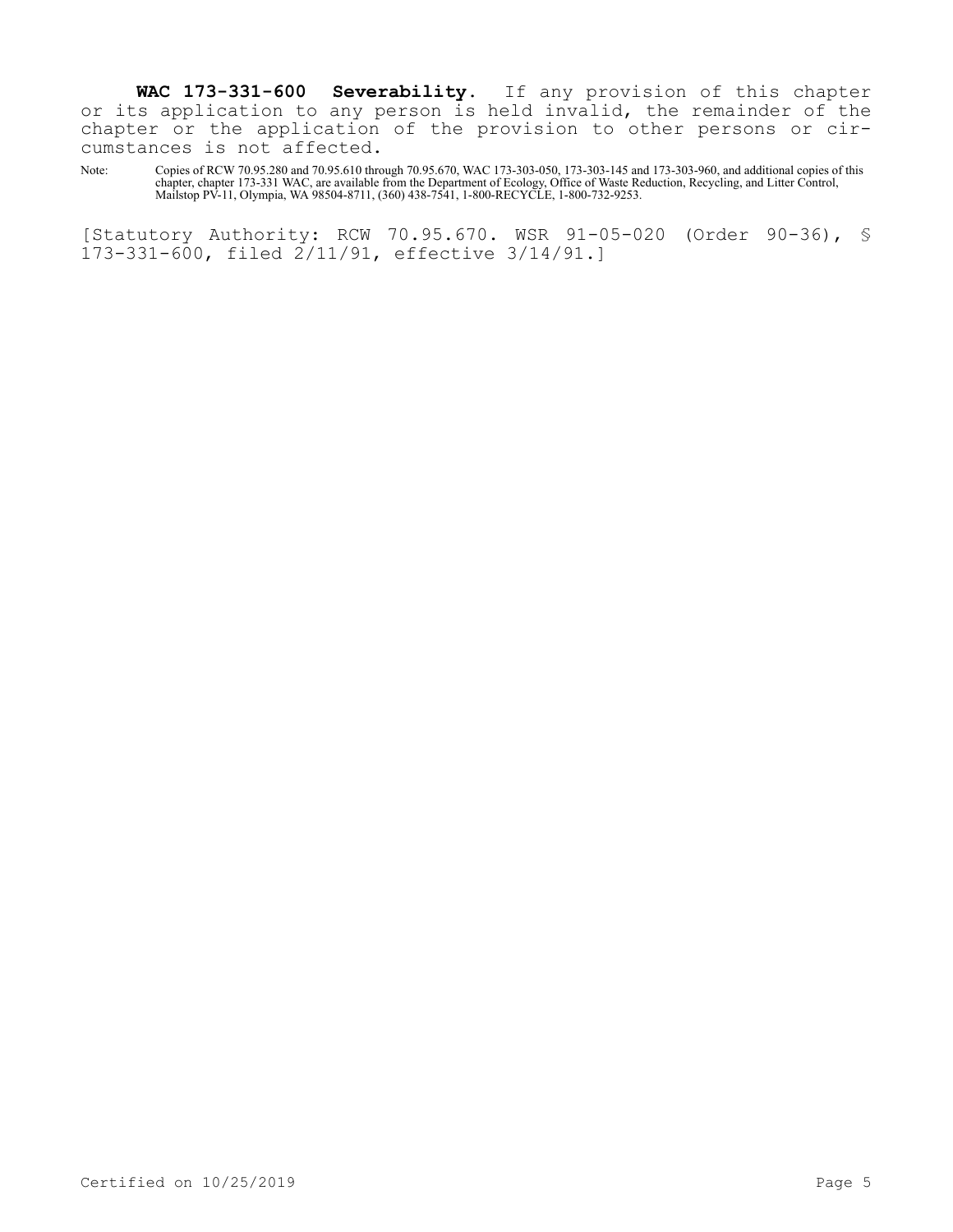**WAC 173-331-600 Severability.** If any provision of this chapter or its application to any person is held invalid, the remainder of the chapter or the application of the provision to other persons or circumstances is not affected.

Note: Copies of RCW 70.95.280 and 70.95.610 through 70.95.670, WAC 173-303-050, 173-303-145 and 173-303-960, and additional copies of this chapter, chapter 173-331 WAC, are available from the Department of Ecology, Office of Waste Reduction, Recycling, and Litter Control, Mailstop PV-11, Olympia, WA 98504-8711, (360) 438-7541, 1-800-RECYCLE, 1-800-732-9253.

[Statutory Authority: RCW 70.95.670. WSR 91-05-020 (Order 90-36), § 173-331-600, filed 2/11/91, effective 3/14/91.]